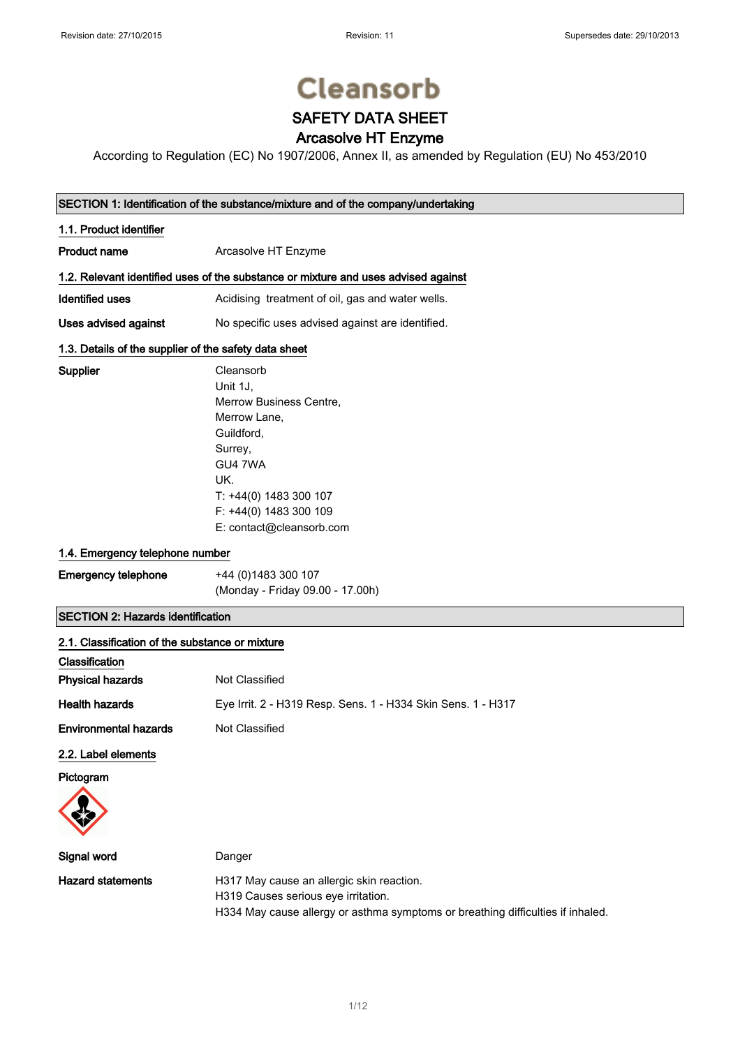Revision date: 27/10/2015 Revision: 11 Supersedes date: 29/10/2013

Cleansorb

# SAFETY DATA SHEET

# Arcasolve HT Enzyme

According to Regulation (EC) No 1907/2006, Annex II, as amended by Regulation (EU) No 453/2010

## SECTION 1: Identification of the substance/mixture and of the company/undertaking

### 1.1. Product identifier

**Product name** Arcasolve HT Enzyme

### 1.2. Relevant identified uses of the substance or mixture and uses advised against

**Identified uses** Acidising treatment of oil, gas and water wells.

**Uses advised against** No specific uses advised against are identified.

### 1.3. Details of the supplier of the safety data sheet

**Supplier**
Cleansorb
Unit 1J,
Merrow Business Centre,
Merrow Lane,
Guildford,
Surrey,
GU4 7WA
UK.
T: +44(0) 1483 300 107
F: +44(0) 1483 300 109
E: contact@cleansorb.com

### 1.4. Emergency telephone number

**Emergency telephone** +44 (0)1483 300 107
(Monday - Friday 09.00 - 17.00h)

## SECTION 2: Hazards identification

### 2.1. Classification of the substance or mixture

**Classification**

**Physical hazards** Not Classified

**Health hazards** Eye Irrit. 2 - H319 Resp. Sens. 1 - H334 Skin Sens. 1 - H317

**Environmental hazards** Not Classified

### 2.2. Label elements

**Pictogram**

**Signal word** Danger

**Hazard statements**
H317 May cause an allergic skin reaction.
H319 Causes serious eye irritation.
H334 May cause allergy or asthma symptoms or breathing difficulties if inhaled.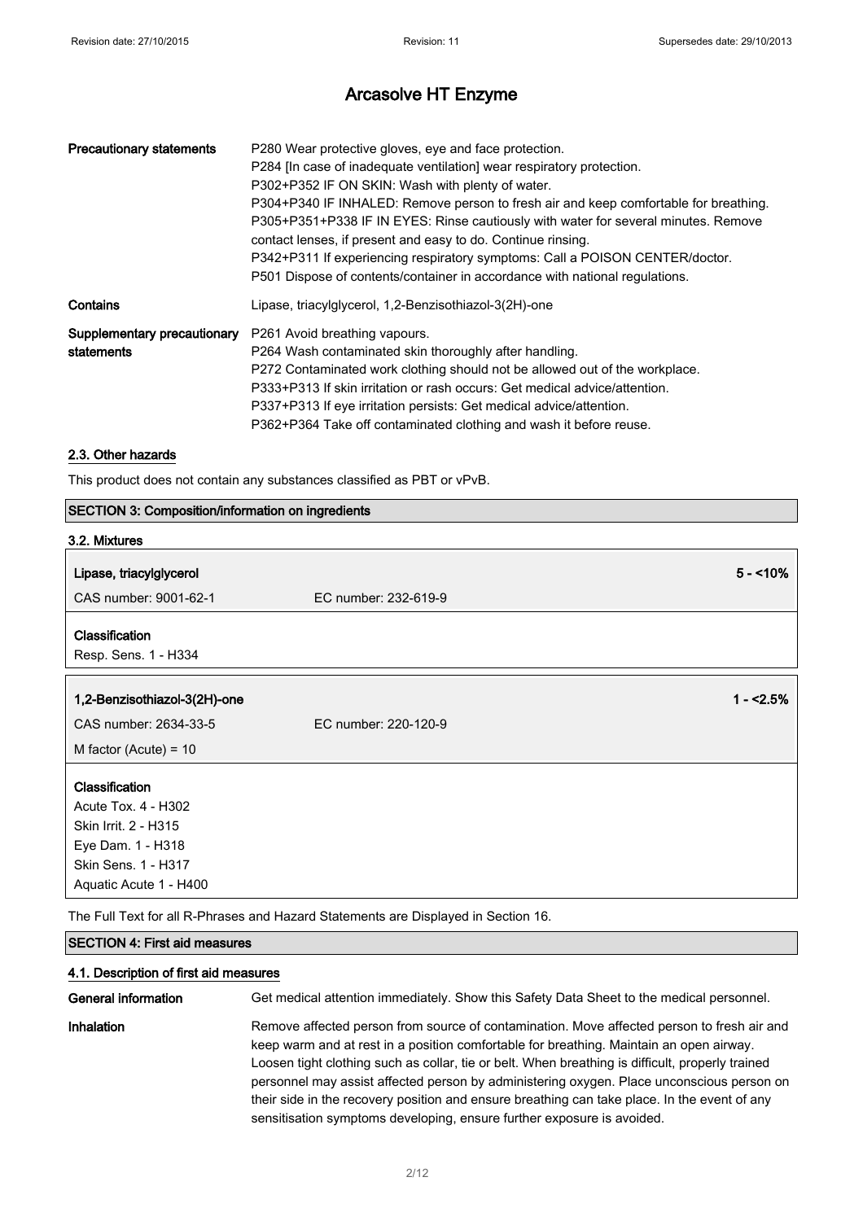# Arcasolve HT Enzyme

| | |
|---|---|
| **Precautionary statements** | P280 Wear protective gloves, eye and face protection.<br>P284 [In case of inadequate ventilation] wear respiratory protection.<br>P302+P352 IF ON SKIN: Wash with plenty of water.<br>P304+P340 IF INHALED: Remove person to fresh air and keep comfortable for breathing.<br>P305+P351+P338 IF IN EYES: Rinse cautiously with water for several minutes. Remove contact lenses, if present and easy to do. Continue rinsing.<br>P342+P311 If experiencing respiratory symptoms: Call a POISON CENTER/doctor.<br>P501 Dispose of contents/container in accordance with national regulations. |
| **Contains** | Lipase, triacylglycerol, 1,2-Benzisothiazol-3(2H)-one |
| **Supplementary precautionary statements** | P261 Avoid breathing vapours.<br>P264 Wash contaminated skin thoroughly after handling.<br>P272 Contaminated work clothing should not be allowed out of the workplace.<br>P333+P313 If skin irritation or rash occurs: Get medical advice/attention.<br>P337+P313 If eye irritation persists: Get medical advice/attention.<br>P362+P364 Take off contaminated clothing and wash it before reuse. |

### 2.3. Other hazards

This product does not contain any substances classified as PBT or vPvB.

## SECTION 3: Composition/information on ingredients

### 3.2. Mixtures

**Lipase, triacylglycerol** — 5 - <10%

CAS number: 9001-62-1 — EC number: 232-619-9

**Classification**

Resp. Sens. 1 - H334

**1,2-Benzisothiazol-3(2H)-one** — 1 - <2.5%

CAS number: 2634-33-5 — EC number: 220-120-9

M factor (Acute) = 10

**Classification**

Acute Tox. 4 - H302
Skin Irrit. 2 - H315
Eye Dam. 1 - H318
Skin Sens. 1 - H317
Aquatic Acute 1 - H400

The Full Text for all R-Phrases and Hazard Statements are Displayed in Section 16.

## SECTION 4: First aid measures

### 4.1. Description of first aid measures

| | |
|---|---|
| **General information** | Get medical attention immediately. Show this Safety Data Sheet to the medical personnel. |
| **Inhalation** | Remove affected person from source of contamination. Move affected person to fresh air and keep warm and at rest in a position comfortable for breathing. Maintain an open airway. Loosen tight clothing such as collar, tie or belt. When breathing is difficult, properly trained personnel may assist affected person by administering oxygen. Place unconscious person on their side in the recovery position and ensure breathing can take place. In the event of any sensitisation symptoms developing, ensure further exposure is avoided. |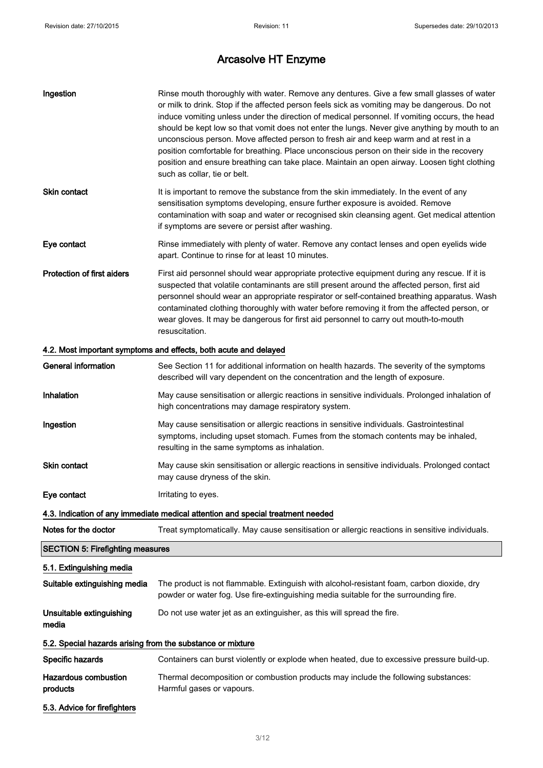| | |
|---|---|
| **Ingestion** | Rinse mouth thoroughly with water. Remove any dentures. Give a few small glasses of water or milk to drink. Stop if the affected person feels sick as vomiting may be dangerous. Do not induce vomiting unless under the direction of medical personnel. If vomiting occurs, the head should be kept low so that vomit does not enter the lungs. Never give anything by mouth to an unconscious person. Move affected person to fresh air and keep warm and at rest in a position comfortable for breathing. Place unconscious person on their side in the recovery position and ensure breathing can take place. Maintain an open airway. Loosen tight clothing such as collar, tie or belt. |
| **Skin contact** | It is important to remove the substance from the skin immediately. In the event of any sensitisation symptoms developing, ensure further exposure is avoided. Remove contamination with soap and water or recognised skin cleansing agent. Get medical attention if symptoms are severe or persist after washing. |
| **Eye contact** | Rinse immediately with plenty of water. Remove any contact lenses and open eyelids wide apart. Continue to rinse for at least 10 minutes. |
| **Protection of first aiders** | First aid personnel should wear appropriate protective equipment during any rescue. If it is suspected that volatile contaminants are still present around the affected person, first aid personnel should wear an appropriate respirator or self-contained breathing apparatus. Wash contaminated clothing thoroughly with water before removing it from the affected person, or wear gloves. It may be dangerous for first aid personnel to carry out mouth-to-mouth resuscitation. |

### 4.2. Most important symptoms and effects, both acute and delayed

| | |
|---|---|
| **General information** | See Section 11 for additional information on health hazards. The severity of the symptoms described will vary dependent on the concentration and the length of exposure. |
| **Inhalation** | May cause sensitisation or allergic reactions in sensitive individuals. Prolonged inhalation of high concentrations may damage respiratory system. |
| **Ingestion** | May cause sensitisation or allergic reactions in sensitive individuals. Gastrointestinal symptoms, including upset stomach. Fumes from the stomach contents may be inhaled, resulting in the same symptoms as inhalation. |
| **Skin contact** | May cause skin sensitisation or allergic reactions in sensitive individuals. Prolonged contact may cause dryness of the skin. |
| **Eye contact** | Irritating to eyes. |

### 4.3. Indication of any immediate medical attention and special treatment needed

| | |
|---|---|
| **Notes for the doctor** | Treat symptomatically. May cause sensitisation or allergic reactions in sensitive individuals. |

## SECTION 5: Firefighting measures

### 5.1. Extinguishing media

| | |
|---|---|
| **Suitable extinguishing media** | The product is not flammable. Extinguish with alcohol-resistant foam, carbon dioxide, dry powder or water fog. Use fire-extinguishing media suitable for the surrounding fire. |
| **Unsuitable extinguishing media** | Do not use water jet as an extinguisher, as this will spread the fire. |

### 5.2. Special hazards arising from the substance or mixture

| | |
|---|---|
| **Specific hazards** | Containers can burst violently or explode when heated, due to excessive pressure build-up. |
| **Hazardous combustion products** | Thermal decomposition or combustion products may include the following substances: Harmful gases or vapours. |

### 5.3. Advice for firefighters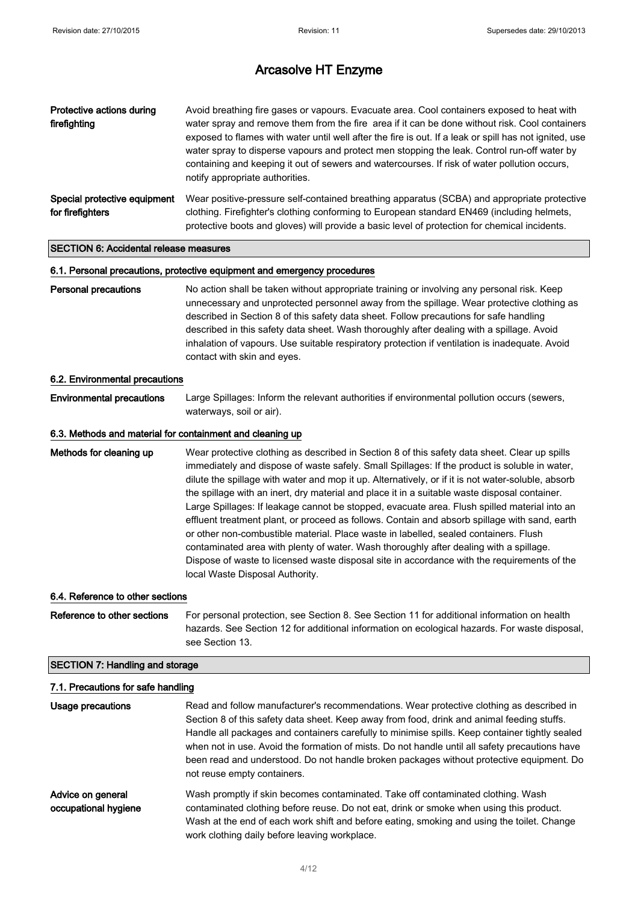**Protective actions during firefighting**

Avoid breathing fire gases or vapours. Evacuate area. Cool containers exposed to heat with water spray and remove them from the fire area if it can be done without risk. Cool containers exposed to flames with water until well after the fire is out. If a leak or spill has not ignited, use water spray to disperse vapours and protect men stopping the leak. Control run-off water by containing and keeping it out of sewers and watercourses. If risk of water pollution occurs, notify appropriate authorities.

**Special protective equipment for firefighters**

Wear positive-pressure self-contained breathing apparatus (SCBA) and appropriate protective clothing. Firefighter's clothing conforming to European standard EN469 (including helmets, protective boots and gloves) will provide a basic level of protection for chemical incidents.

## SECTION 6: Accidental release measures

### 6.1. Personal precautions, protective equipment and emergency procedures

**Personal precautions**

No action shall be taken without appropriate training or involving any personal risk. Keep unnecessary and unprotected personnel away from the spillage. Wear protective clothing as described in Section 8 of this safety data sheet. Follow precautions for safe handling described in this safety data sheet. Wash thoroughly after dealing with a spillage. Avoid inhalation of vapours. Use suitable respiratory protection if ventilation is inadequate. Avoid contact with skin and eyes.

### 6.2. Environmental precautions

**Environmental precautions**

Large Spillages: Inform the relevant authorities if environmental pollution occurs (sewers, waterways, soil or air).

### 6.3. Methods and material for containment and cleaning up

**Methods for cleaning up**

Wear protective clothing as described in Section 8 of this safety data sheet. Clear up spills immediately and dispose of waste safely. Small Spillages: If the product is soluble in water, dilute the spillage with water and mop it up. Alternatively, or if it is not water-soluble, absorb the spillage with an inert, dry material and place it in a suitable waste disposal container. Large Spillages: If leakage cannot be stopped, evacuate area. Flush spilled material into an effluent treatment plant, or proceed as follows. Contain and absorb spillage with sand, earth or other non-combustible material. Place waste in labelled, sealed containers. Flush contaminated area with plenty of water. Wash thoroughly after dealing with a spillage. Dispose of waste to licensed waste disposal site in accordance with the requirements of the local Waste Disposal Authority.

### 6.4. Reference to other sections

**Reference to other sections**

For personal protection, see Section 8. See Section 11 for additional information on health hazards. See Section 12 for additional information on ecological hazards. For waste disposal, see Section 13.

## SECTION 7: Handling and storage

### 7.1. Precautions for safe handling

**Usage precautions**

Read and follow manufacturer's recommendations. Wear protective clothing as described in Section 8 of this safety data sheet. Keep away from food, drink and animal feeding stuffs. Handle all packages and containers carefully to minimise spills. Keep container tightly sealed when not in use. Avoid the formation of mists. Do not handle until all safety precautions have been read and understood. Do not handle broken packages without protective equipment. Do not reuse empty containers.

**Advice on general occupational hygiene**

Wash promptly if skin becomes contaminated. Take off contaminated clothing. Wash contaminated clothing before reuse. Do not eat, drink or smoke when using this product. Wash at the end of each work shift and before eating, smoking and using the toilet. Change work clothing daily before leaving workplace.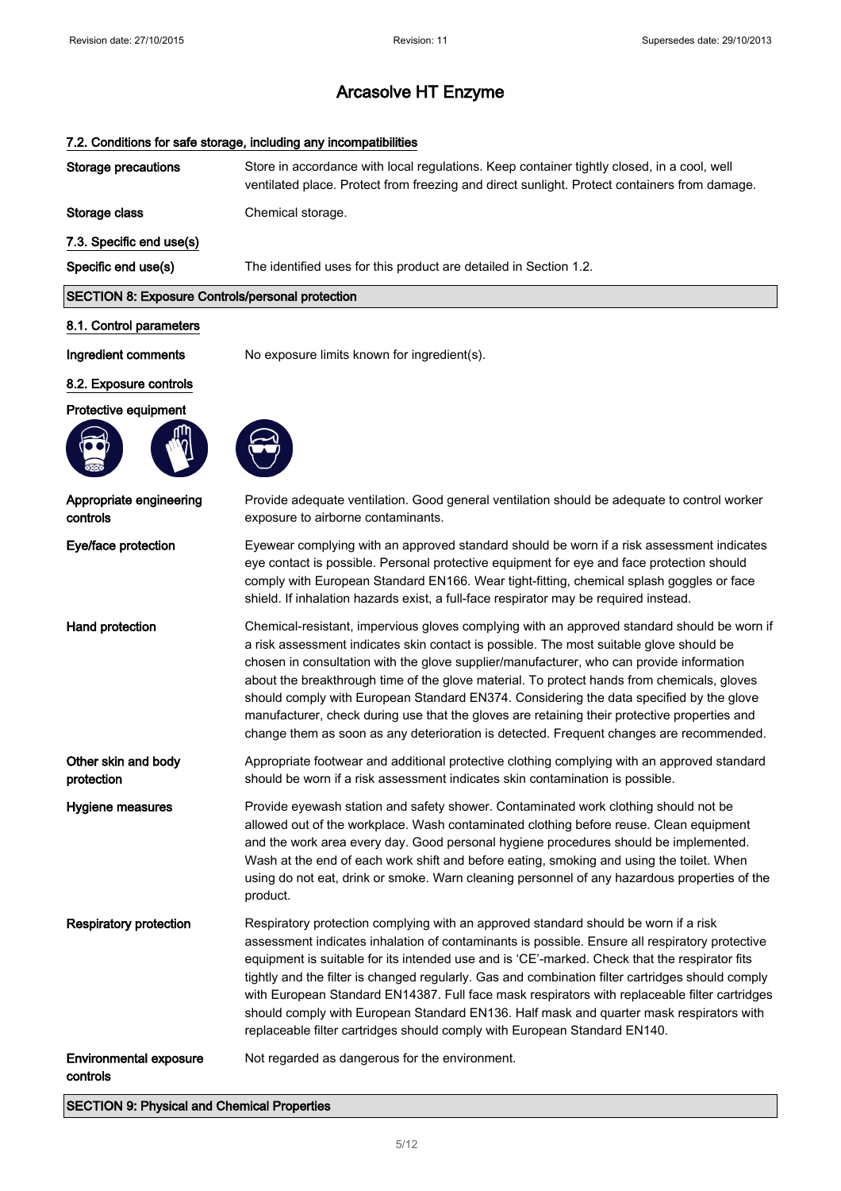# Arcasolve HT Enzyme

### 7.2. Conditions for safe storage, including any incompatibilities

**Storage precautions** Store in accordance with local regulations. Keep container tightly closed, in a cool, well ventilated place. Protect from freezing and direct sunlight. Protect containers from damage.

**Storage class** Chemical storage.

### 7.3. Specific end use(s)

**Specific end use(s)** The identified uses for this product are detailed in Section 1.2.

## SECTION 8: Exposure Controls/personal protection

### 8.1. Control parameters

**Ingredient comments** No exposure limits known for ingredient(s).

### 8.2. Exposure controls

**Protective equipment**

**Appropriate engineering controls** Provide adequate ventilation. Good general ventilation should be adequate to control worker exposure to airborne contaminants.

**Eye/face protection** Eyewear complying with an approved standard should be worn if a risk assessment indicates eye contact is possible. Personal protective equipment for eye and face protection should comply with European Standard EN166. Wear tight-fitting, chemical splash goggles or face shield. If inhalation hazards exist, a full-face respirator may be required instead.

**Hand protection** Chemical-resistant, impervious gloves complying with an approved standard should be worn if a risk assessment indicates skin contact is possible. The most suitable glove should be chosen in consultation with the glove supplier/manufacturer, who can provide information about the breakthrough time of the glove material. To protect hands from chemicals, gloves should comply with European Standard EN374. Considering the data specified by the glove manufacturer, check during use that the gloves are retaining their protective properties and change them as soon as any deterioration is detected. Frequent changes are recommended.

**Other skin and body protection** Appropriate footwear and additional protective clothing complying with an approved standard should be worn if a risk assessment indicates skin contamination is possible.

**Hygiene measures** Provide eyewash station and safety shower. Contaminated work clothing should not be allowed out of the workplace. Wash contaminated clothing before reuse. Clean equipment and the work area every day. Good personal hygiene procedures should be implemented. Wash at the end of each work shift and before eating, smoking and using the toilet. When using do not eat, drink or smoke. Warn cleaning personnel of any hazardous properties of the product.

**Respiratory protection** Respiratory protection complying with an approved standard should be worn if a risk assessment indicates inhalation of contaminants is possible. Ensure all respiratory protective equipment is suitable for its intended use and is 'CE'-marked. Check that the respirator fits tightly and the filter is changed regularly. Gas and combination filter cartridges should comply with European Standard EN14387. Full face mask respirators with replaceable filter cartridges should comply with European Standard EN136. Half mask and quarter mask respirators with replaceable filter cartridges should comply with European Standard EN140.

**Environmental exposure controls** Not regarded as dangerous for the environment.

## SECTION 9: Physical and Chemical Properties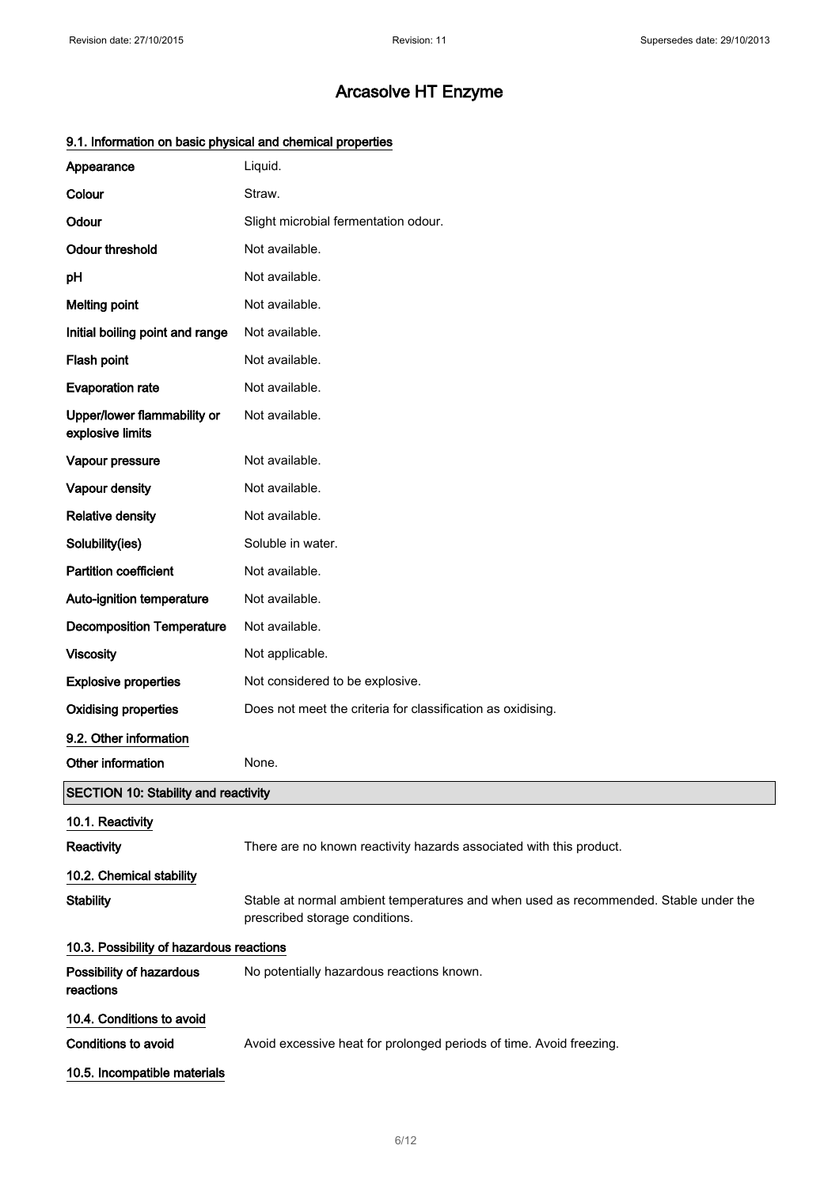# Arcasolve HT Enzyme

### 9.1. Information on basic physical and chemical properties

| | |
|---|---|
| **Appearance** | Liquid. |
| **Colour** | Straw. |
| **Odour** | Slight microbial fermentation odour. |
| **Odour threshold** | Not available. |
| **pH** | Not available. |
| **Melting point** | Not available. |
| **Initial boiling point and range** | Not available. |
| **Flash point** | Not available. |
| **Evaporation rate** | Not available. |
| **Upper/lower flammability or explosive limits** | Not available. |
| **Vapour pressure** | Not available. |
| **Vapour density** | Not available. |
| **Relative density** | Not available. |
| **Solubility(ies)** | Soluble in water. |
| **Partition coefficient** | Not available. |
| **Auto-ignition temperature** | Not available. |
| **Decomposition Temperature** | Not available. |
| **Viscosity** | Not applicable. |
| **Explosive properties** | Not considered to be explosive. |
| **Oxidising properties** | Does not meet the criteria for classification as oxidising. |

### 9.2. Other information

| | |
|---|---|
| **Other information** | None. |

## SECTION 10: Stability and reactivity

### 10.1. Reactivity

| | |
|---|---|
| **Reactivity** | There are no known reactivity hazards associated with this product. |

### 10.2. Chemical stability

| | |
|---|---|
| **Stability** | Stable at normal ambient temperatures and when used as recommended. Stable under the prescribed storage conditions. |

### 10.3. Possibility of hazardous reactions

| | |
|---|---|
| **Possibility of hazardous reactions** | No potentially hazardous reactions known. |

### 10.4. Conditions to avoid

| | |
|---|---|
| **Conditions to avoid** | Avoid excessive heat for prolonged periods of time. Avoid freezing. |

### 10.5. Incompatible materials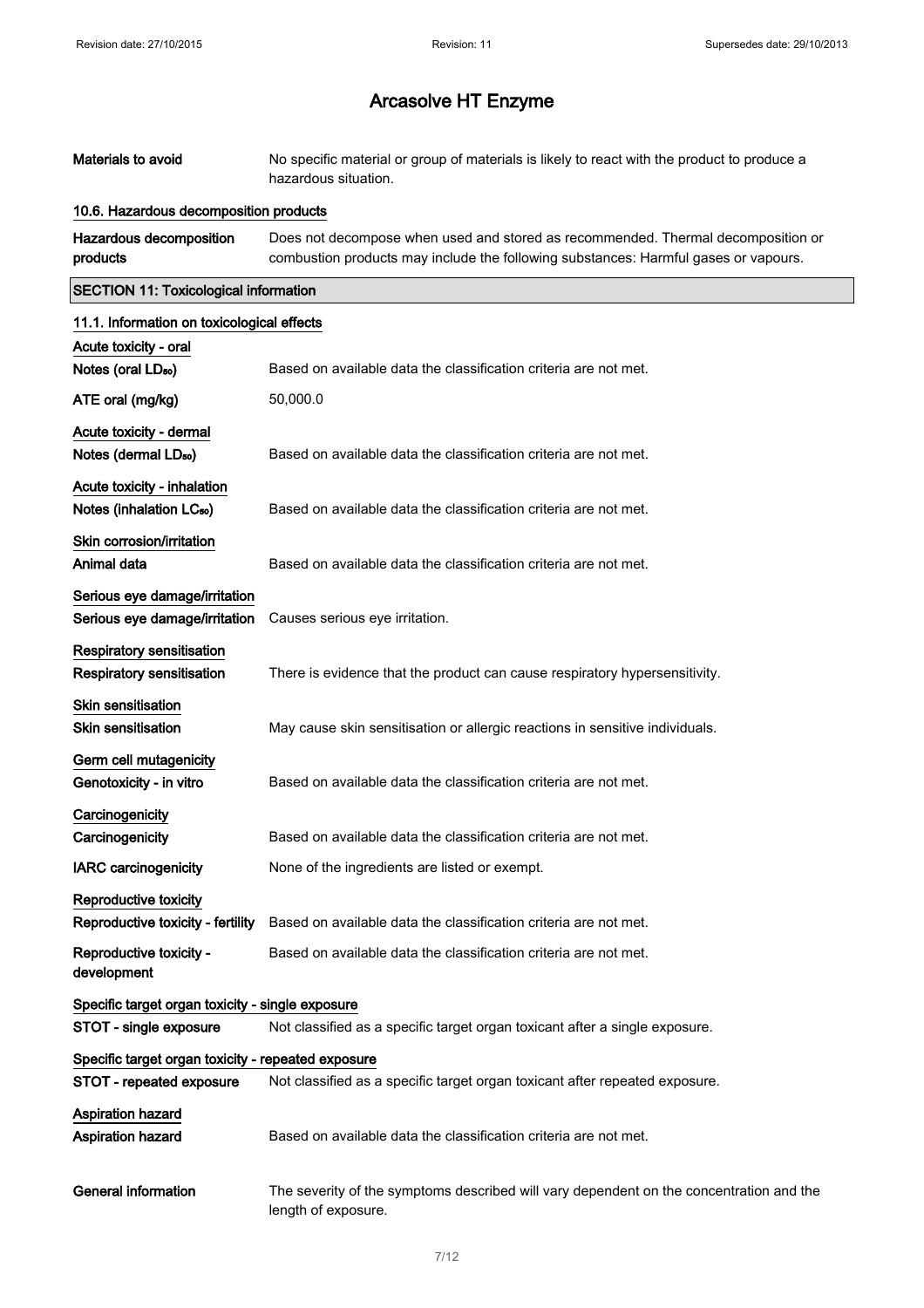# Arcasolve HT Enzyme

| | |
|---|---|
| **Materials to avoid** | No specific material or group of materials is likely to react with the product to produce a hazardous situation. |

**10.6. Hazardous decomposition products**

| | |
|---|---|
| **Hazardous decomposition products** | Does not decompose when used and stored as recommended. Thermal decomposition or combustion products may include the following substances: Harmful gases or vapours. |

## SECTION 11: Toxicological information

**11.1. Information on toxicological effects**

**Acute toxicity - oral**

| | |
|---|---|
| **Notes (oral $LD_{50}$)** | Based on available data the classification criteria are not met. |
| **ATE oral (mg/kg)** | 50,000.0 |

**Acute toxicity - dermal**

| | |
|---|---|
| **Notes (dermal $LD_{50}$)** | Based on available data the classification criteria are not met. |

**Acute toxicity - inhalation**

| | |
|---|---|
| **Notes (inhalation $LC_{50}$)** | Based on available data the classification criteria are not met. |

**Skin corrosion/irritation**

| | |
|---|---|
| **Animal data** | Based on available data the classification criteria are not met. |

**Serious eye damage/irritation**

| | |
|---|---|
| **Serious eye damage/irritation** | Causes serious eye irritation. |

**Respiratory sensitisation**

| | |
|---|---|
| **Respiratory sensitisation** | There is evidence that the product can cause respiratory hypersensitivity. |

**Skin sensitisation**

| | |
|---|---|
| **Skin sensitisation** | May cause skin sensitisation or allergic reactions in sensitive individuals. |

**Germ cell mutagenicity**

| | |
|---|---|
| **Genotoxicity - in vitro** | Based on available data the classification criteria are not met. |

**Carcinogenicity**

| | |
|---|---|
| **Carcinogenicity** | Based on available data the classification criteria are not met. |
| **IARC carcinogenicity** | None of the ingredients are listed or exempt. |

**Reproductive toxicity**

| | |
|---|---|
| **Reproductive toxicity - fertility** | Based on available data the classification criteria are not met. |
| **Reproductive toxicity - development** | Based on available data the classification criteria are not met. |

**Specific target organ toxicity - single exposure**

| | |
|---|---|
| **STOT - single exposure** | Not classified as a specific target organ toxicant after a single exposure. |

**Specific target organ toxicity - repeated exposure**

| | |
|---|---|
| **STOT - repeated exposure** | Not classified as a specific target organ toxicant after repeated exposure. |

**Aspiration hazard**

| | |
|---|---|
| **Aspiration hazard** | Based on available data the classification criteria are not met. |

| | |
|---|---|
| **General information** | The severity of the symptoms described will vary dependent on the concentration and the length of exposure. |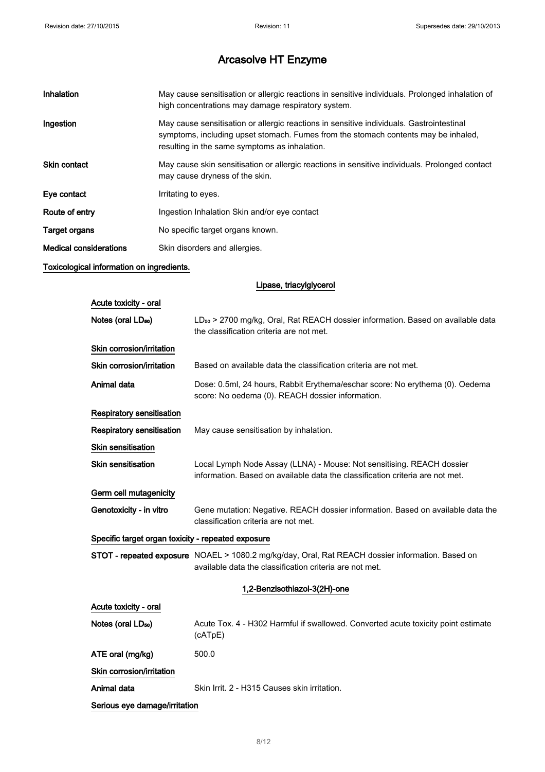# Arcasolve HT Enzyme

| | |
|---|---|
| **Inhalation** | May cause sensitisation or allergic reactions in sensitive individuals. Prolonged inhalation of high concentrations may damage respiratory system. |
| **Ingestion** | May cause sensitisation or allergic reactions in sensitive individuals. Gastrointestinal symptoms, including upset stomach. Fumes from the stomach contents may be inhaled, resulting in the same symptoms as inhalation. |
| **Skin contact** | May cause skin sensitisation or allergic reactions in sensitive individuals. Prolonged contact may cause dryness of the skin. |
| **Eye contact** | Irritating to eyes. |
| **Route of entry** | Ingestion Inhalation Skin and/or eye contact |
| **Target organs** | No specific target organs known. |
| **Medical considerations** | Skin disorders and allergies. |

**Toxicological information on ingredients.**

**Lipase, triacylglycerol**

**Acute toxicity - oral**

| | |
|---|---|
| **Notes (oral $LD_{50}$)** | $LD_{50}$ > 2700 mg/kg, Oral, Rat REACH dossier information. Based on available data the classification criteria are not met. |

**Skin corrosion/irritation**

| | |
|---|---|
| **Skin corrosion/irritation** | Based on available data the classification criteria are not met. |
| **Animal data** | Dose: 0.5ml, 24 hours, Rabbit Erythema/eschar score: No erythema (0). Oedema score: No oedema (0). REACH dossier information. |

**Respiratory sensitisation**

| | |
|---|---|
| **Respiratory sensitisation** | May cause sensitisation by inhalation. |

**Skin sensitisation**

| | |
|---|---|
| **Skin sensitisation** | Local Lymph Node Assay (LLNA) - Mouse: Not sensitising. REACH dossier information. Based on available data the classification criteria are not met. |

**Germ cell mutagenicity**

| | |
|---|---|
| **Genotoxicity - in vitro** | Gene mutation: Negative. REACH dossier information. Based on available data the classification criteria are not met. |

**Specific target organ toxicity - repeated exposure**

| | |
|---|---|
| **STOT - repeated exposure** | NOAEL > 1080.2 mg/kg/day, Oral, Rat REACH dossier information. Based on available data the classification criteria are not met. |

**1,2-Benzisothiazol-3(2H)-one**

**Acute toxicity - oral**

| | |
|---|---|
| **Notes (oral $LD_{50}$)** | Acute Tox. 4 - H302 Harmful if swallowed. Converted acute toxicity point estimate (cATpE) |
| **ATE oral (mg/kg)** | 500.0 |

**Skin corrosion/irritation**

| | |
|---|---|
| **Animal data** | Skin Irrit. 2 - H315 Causes skin irritation. |

**Serious eye damage/irritation**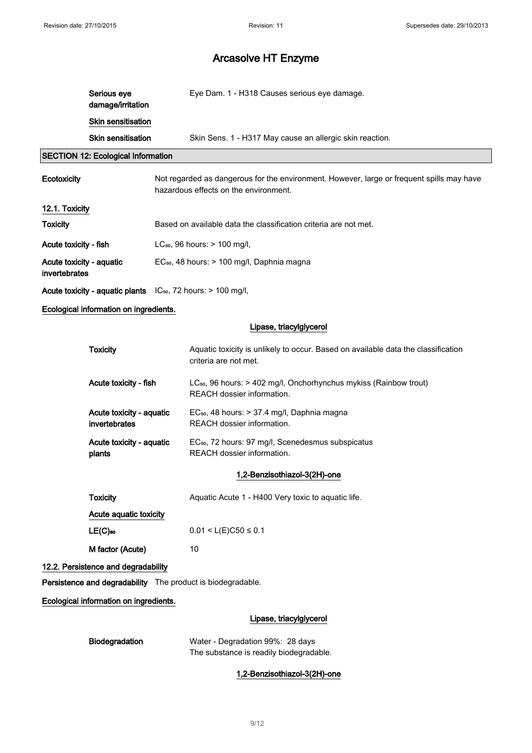| | |
|---|---|
| Serious eye damage/irritation | Eye Dam. 1 - H318 Causes serious eye damage. |
| **Skin sensitisation** | |
| Skin sensitisation | Skin Sens. 1 - H317 May cause an allergic skin reaction. |

## SECTION 12: Ecological Information

| | |
|---|---|
| **Ecotoxicity** | Not regarded as dangerous for the environment. However, large or frequent spills may have hazardous effects on the environment. |

### 12.1. Toxicity

| | |
|---|---|
| **Toxicity** | Based on available data the classification criteria are not met. |
| **Acute toxicity - fish** | $LC_{50}$, 96 hours: > 100 mg/l, |
| **Acute toxicity - aquatic invertebrates** | $EC_{50}$, 48 hours: > 100 mg/l, Daphnia magna |
| **Acute toxicity - aquatic plants** | $IC_{50}$, 72 hours: > 100 mg/l, |

**Ecological information on ingredients.**

**Lipase, triacylglycerol**

| | |
|---|---|
| **Toxicity** | Aquatic toxicity is unlikely to occur. Based on available data the classification criteria are not met. |
| **Acute toxicity - fish** | $LC_{50}$, 96 hours: > 402 mg/l, Onchorhynchus mykiss (Rainbow trout)<br>REACH dossier information. |
| **Acute toxicity - aquatic invertebrates** | $EC_{50}$, 48 hours: > 37.4 mg/l, Daphnia magna<br>REACH dossier information. |
| **Acute toxicity - aquatic plants** | $EC_{50}$, 72 hours: 97 mg/l, Scenedesmus subspicatus<br>REACH dossier information. |

**1,2-Benzisothiazol-3(2H)-one**

| | |
|---|---|
| **Toxicity** | Aquatic Acute 1 - H400 Very toxic to aquatic life. |
| **Acute aquatic toxicity** | |
| $LE(C)_{50}$ | $0.01 < L(E)C50 \leq 0.1$ |
| **M factor (Acute)** | 10 |

### 12.2. Persistence and degradability

**Persistence and degradability** The product is biodegradable.

**Ecological information on ingredients.**

**Lipase, triacylglycerol**

| | |
|---|---|
| **Biodegradation** | Water - Degradation 99%: 28 days<br>The substance is readily biodegradable. |

**1,2-Benzisothiazol-3(2H)-one**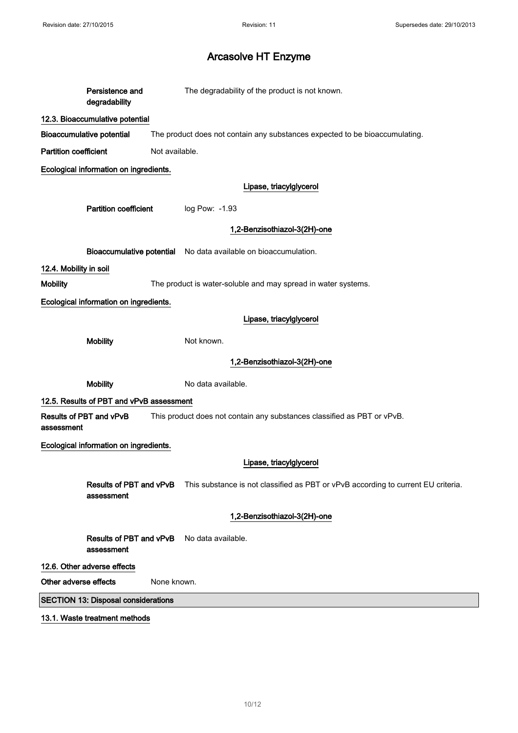# Arcasolve HT Enzyme

**Persistence and degradability** The degradability of the product is not known.

## 12.3. Bioaccumulative potential

**Bioaccumulative potential** The product does not contain any substances expected to be bioaccumulating.

**Partition coefficient** Not available.

**Ecological information on ingredients.**

**Lipase, triacylglycerol**

**Partition coefficient** log Pow: -1.93

**1,2-Benzisothiazol-3(2H)-one**

**Bioaccumulative potential** No data available on bioaccumulation.

## 12.4. Mobility in soil

**Mobility** The product is water-soluble and may spread in water systems.

**Ecological information on ingredients.**

**Lipase, triacylglycerol**

**Mobility** Not known.

**1,2-Benzisothiazol-3(2H)-one**

**Mobility** No data available.

## 12.5. Results of PBT and vPvB assessment

**Results of PBT and vPvB assessment** This product does not contain any substances classified as PBT or vPvB.

**Ecological information on ingredients.**

**Lipase, triacylglycerol**

**Results of PBT and vPvB assessment** This substance is not classified as PBT or vPvB according to current EU criteria.

**1,2-Benzisothiazol-3(2H)-one**

**Results of PBT and vPvB assessment** No data available.

## 12.6. Other adverse effects

**Other adverse effects** None known.

# SECTION 13: Disposal considerations

## 13.1. Waste treatment methods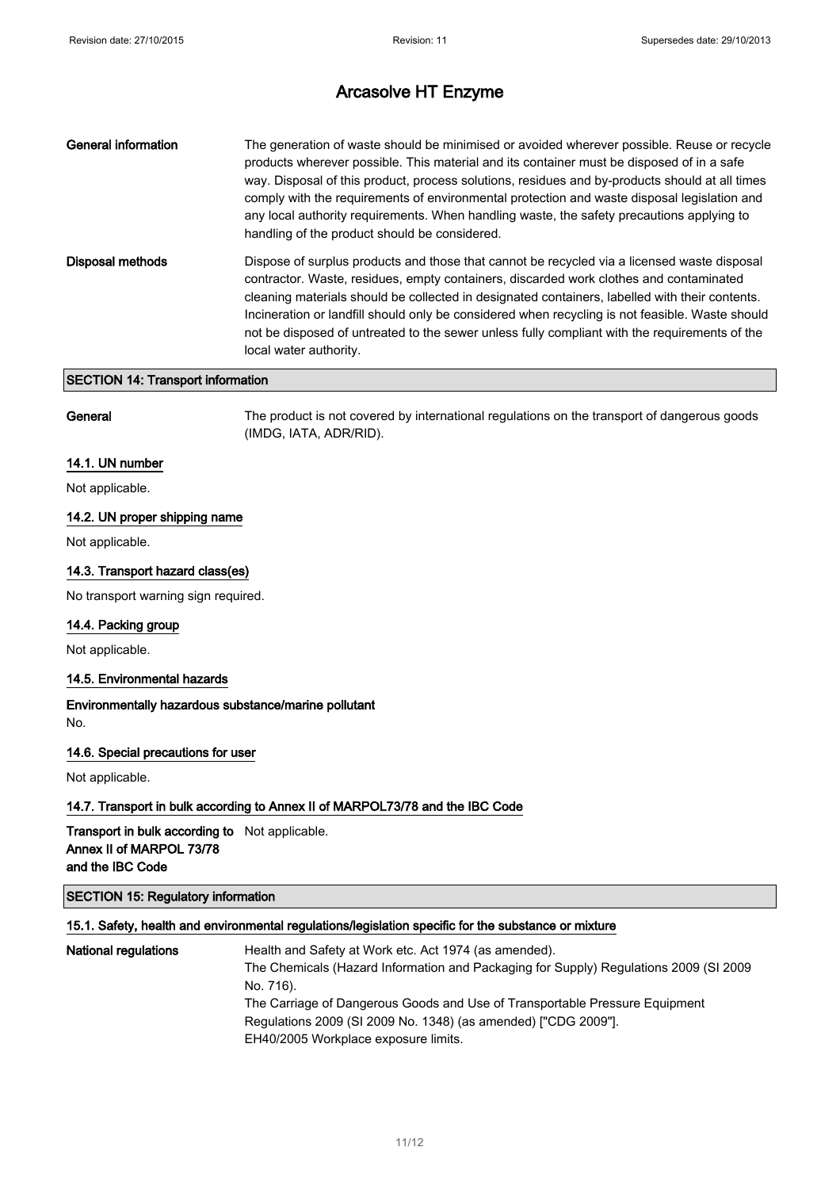# Arcasolve HT Enzyme

**General information** The generation of waste should be minimised or avoided wherever possible. Reuse or recycle products wherever possible. This material and its container must be disposed of in a safe way. Disposal of this product, process solutions, residues and by-products should at all times comply with the requirements of environmental protection and waste disposal legislation and any local authority requirements. When handling waste, the safety precautions applying to handling of the product should be considered.

**Disposal methods** Dispose of surplus products and those that cannot be recycled via a licensed waste disposal contractor. Waste, residues, empty containers, discarded work clothes and contaminated cleaning materials should be collected in designated containers, labelled with their contents. Incineration or landfill should only be considered when recycling is not feasible. Waste should not be disposed of untreated to the sewer unless fully compliant with the requirements of the local water authority.

## SECTION 14: Transport information

**General** The product is not covered by international regulations on the transport of dangerous goods (IMDG, IATA, ADR/RID).

### 14.1. UN number

Not applicable.

### 14.2. UN proper shipping name

Not applicable.

### 14.3. Transport hazard class(es)

No transport warning sign required.

### 14.4. Packing group

Not applicable.

### 14.5. Environmental hazards

**Environmentally hazardous substance/marine pollutant**

No.

### 14.6. Special precautions for user

Not applicable.

### 14.7. Transport in bulk according to Annex II of MARPOL73/78 and the IBC Code

**Transport in bulk according to Annex II of MARPOL 73/78 and the IBC Code** Not applicable.

## SECTION 15: Regulatory information

### 15.1. Safety, health and environmental regulations/legislation specific for the substance or mixture

**National regulations** Health and Safety at Work etc. Act 1974 (as amended).
The Chemicals (Hazard Information and Packaging for Supply) Regulations 2009 (SI 2009 No. 716).
The Carriage of Dangerous Goods and Use of Transportable Pressure Equipment Regulations 2009 (SI 2009 No. 1348) (as amended) ["CDG 2009"].
EH40/2005 Workplace exposure limits.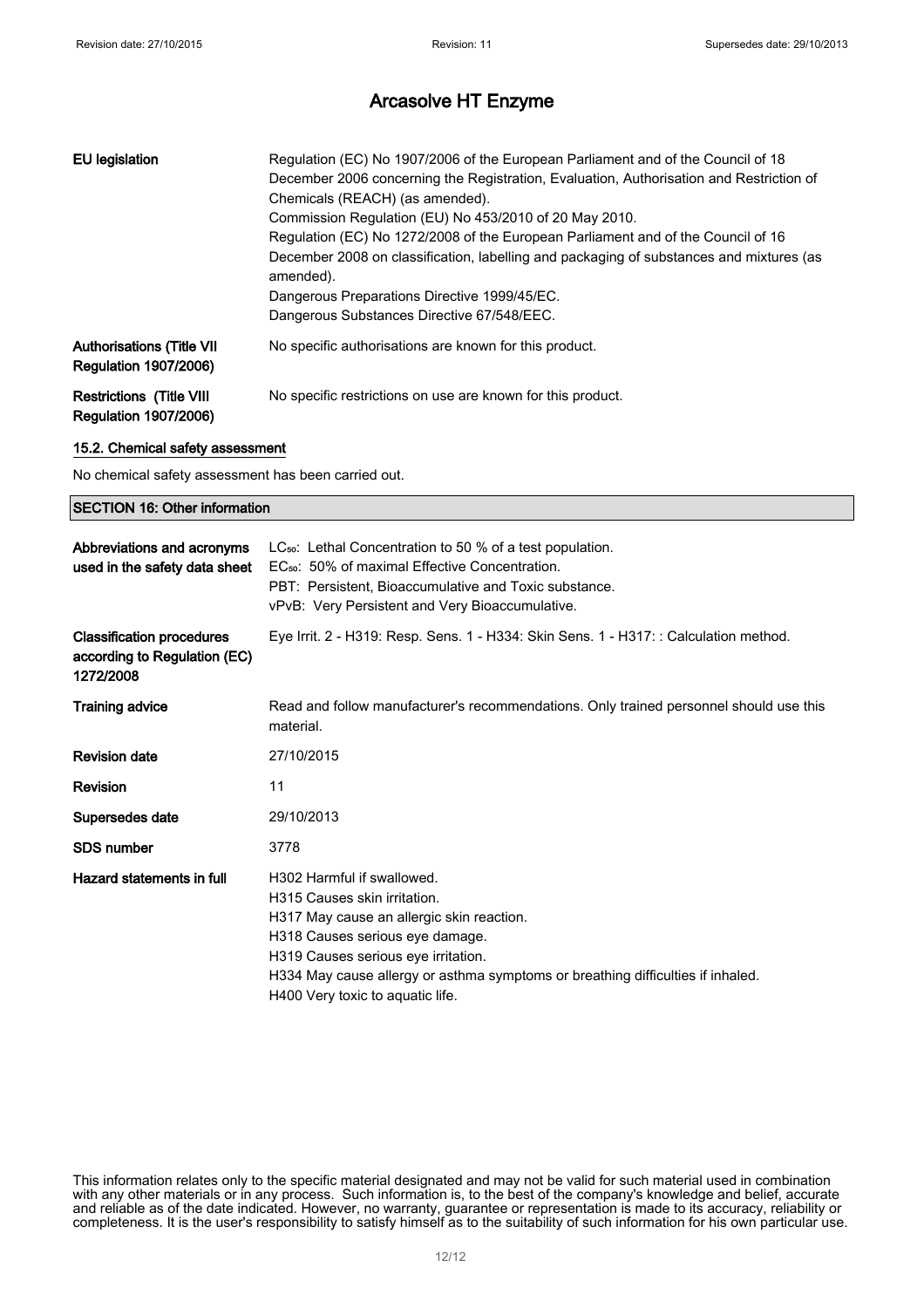# Arcasolve HT Enzyme

| | |
|---|---|
| **EU legislation** | Regulation (EC) No 1907/2006 of the European Parliament and of the Council of 18 December 2006 concerning the Registration, Evaluation, Authorisation and Restriction of Chemicals (REACH) (as amended).<br>Commission Regulation (EU) No 453/2010 of 20 May 2010.<br>Regulation (EC) No 1272/2008 of the European Parliament and of the Council of 16 December 2008 on classification, labelling and packaging of substances and mixtures (as amended).<br>Dangerous Preparations Directive 1999/45/EC.<br>Dangerous Substances Directive 67/548/EEC. |
| **Authorisations (Title VII Regulation 1907/2006)** | No specific authorisations are known for this product. |
| **Restrictions (Title VIII Regulation 1907/2006)** | No specific restrictions on use are known for this product. |

### 15.2. Chemical safety assessment

No chemical safety assessment has been carried out.

## SECTION 16: Other information

| | |
|---|---|
| **Abbreviations and acronyms used in the safety data sheet** | $LC_{50}$: Lethal Concentration to 50 % of a test population.<br>$EC_{50}$: 50% of maximal Effective Concentration.<br>PBT: Persistent, Bioaccumulative and Toxic substance.<br>vPvB: Very Persistent and Very Bioaccumulative. |
| **Classification procedures according to Regulation (EC) 1272/2008** | Eye Irrit. 2 - H319: Resp. Sens. 1 - H334: Skin Sens. 1 - H317: : Calculation method. |
| **Training advice** | Read and follow manufacturer's recommendations. Only trained personnel should use this material. |
| **Revision date** | 27/10/2015 |
| **Revision** | 11 |
| **Supersedes date** | 29/10/2013 |
| **SDS number** | 3778 |
| **Hazard statements in full** | H302 Harmful if swallowed.<br>H315 Causes skin irritation.<br>H317 May cause an allergic skin reaction.<br>H318 Causes serious eye damage.<br>H319 Causes serious eye irritation.<br>H334 May cause allergy or asthma symptoms or breathing difficulties if inhaled.<br>H400 Very toxic to aquatic life. |

This information relates only to the specific material designated and may not be valid for such material used in combination with any other materials or in any process. Such information is, to the best of the company's knowledge and belief, accurate and reliable as of the date indicated. However, no warranty, guarantee or representation is made to its accuracy, reliability or completeness. It is the user's responsibility to satisfy himself as to the suitability of such information for his own particular use.